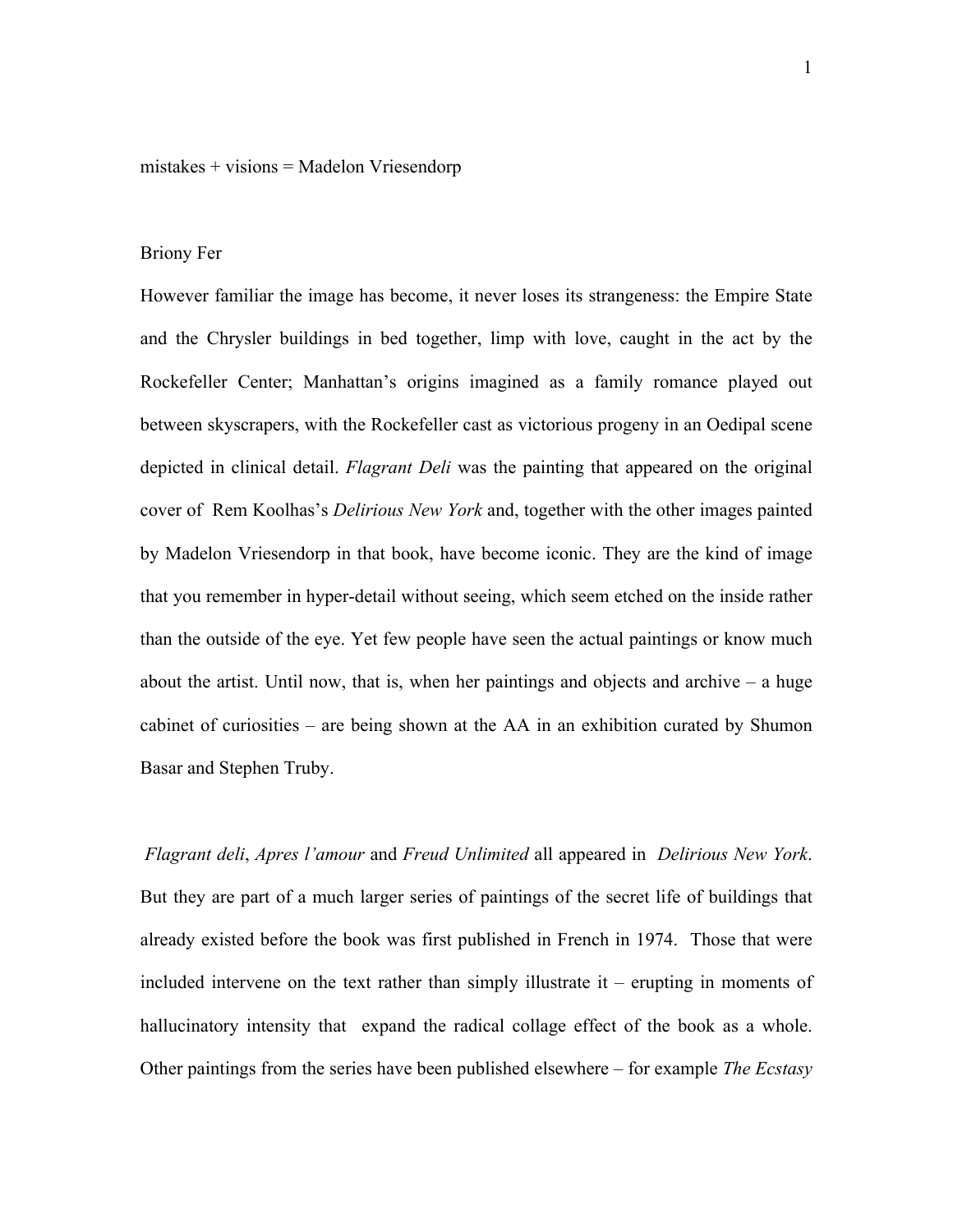mistakes + visions = Madelon Vriesendorp

Briony Fer

However familiar the image has become, it never loses its strangeness: the Empire State and the Chrysler buildings in bed together, limp with love, caught in the act by the Rockefeller Center; Manhattan's origins imagined as a family romance played out between skyscrapers, with the Rockefeller cast as victorious progeny in an Oedipal scene depicted in clinical detail. *Flagrant Deli* was the painting that appeared on the original cover of Rem Koolhas's *Delirious New York* and, together with the other images painted by Madelon Vriesendorp in that book, have become iconic. They are the kind of image that you remember in hyper-detail without seeing, which seem etched on the inside rather than the outside of the eye. Yet few people have seen the actual paintings or know much about the artist. Until now, that is, when her paintings and objects and archive – a huge cabinet of curiosities – are being shown at the AA in an exhibition curated by Shumon Basar and Stephen Truby.

*Flagrant deli*, *Apres l'amour* and *Freud Unlimited* all appeared in *Delirious New York*. But they are part of a much larger series of paintings of the secret life of buildings that already existed before the book was first published in French in 1974. Those that were included intervene on the text rather than simply illustrate it – erupting in moments of hallucinatory intensity that expand the radical collage effect of the book as a whole. Other paintings from the series have been published elsewhere – for example *The Ecstasy*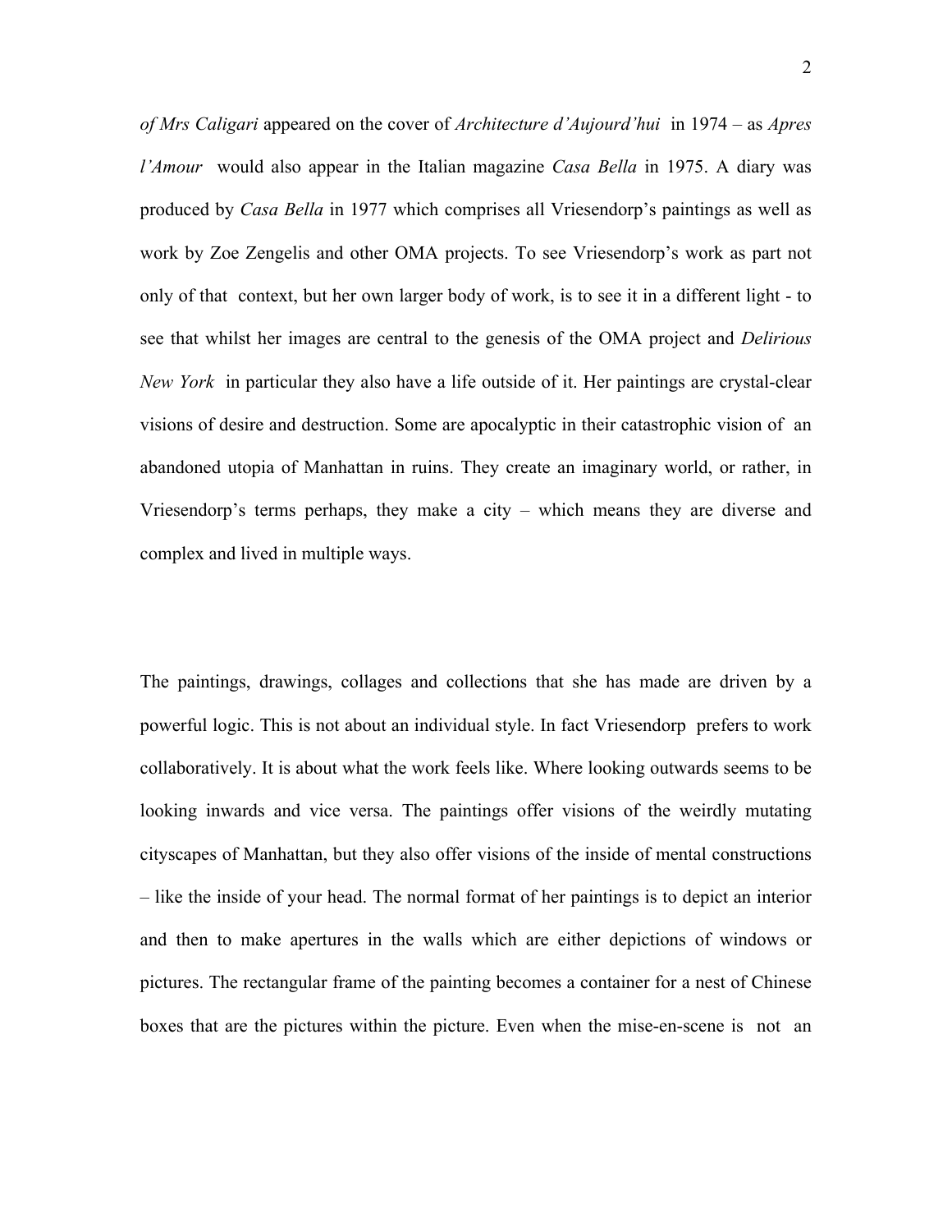*of Mrs Caligari* appeared on the cover of *Architecture d'Aujourd'hui* in 1974 – as *Apres l'Amour* would also appear in the Italian magazine *Casa Bella* in 1975. A diary was produced by *Casa Bella* in 1977 which comprises all Vriesendorp's paintings as well as work by Zoe Zengelis and other OMA projects. To see Vriesendorp's work as part not only of that context, but her own larger body of work, is to see it in a different light - to see that whilst her images are central to the genesis of the OMA project and *Delirious New York* in particular they also have a life outside of it. Her paintings are crystal-clear visions of desire and destruction. Some are apocalyptic in their catastrophic vision of an abandoned utopia of Manhattan in ruins. They create an imaginary world, or rather, in Vriesendorp's terms perhaps, they make a city – which means they are diverse and complex and lived in multiple ways.

The paintings, drawings, collages and collections that she has made are driven by a powerful logic. This is not about an individual style. In fact Vriesendorp prefers to work collaboratively. It is about what the work feels like. Where looking outwards seems to be looking inwards and vice versa. The paintings offer visions of the weirdly mutating cityscapes of Manhattan, but they also offer visions of the inside of mental constructions – like the inside of your head. The normal format of her paintings is to depict an interior and then to make apertures in the walls which are either depictions of windows or pictures. The rectangular frame of the painting becomes a container for a nest of Chinese boxes that are the pictures within the picture. Even when the mise-en-scene is not an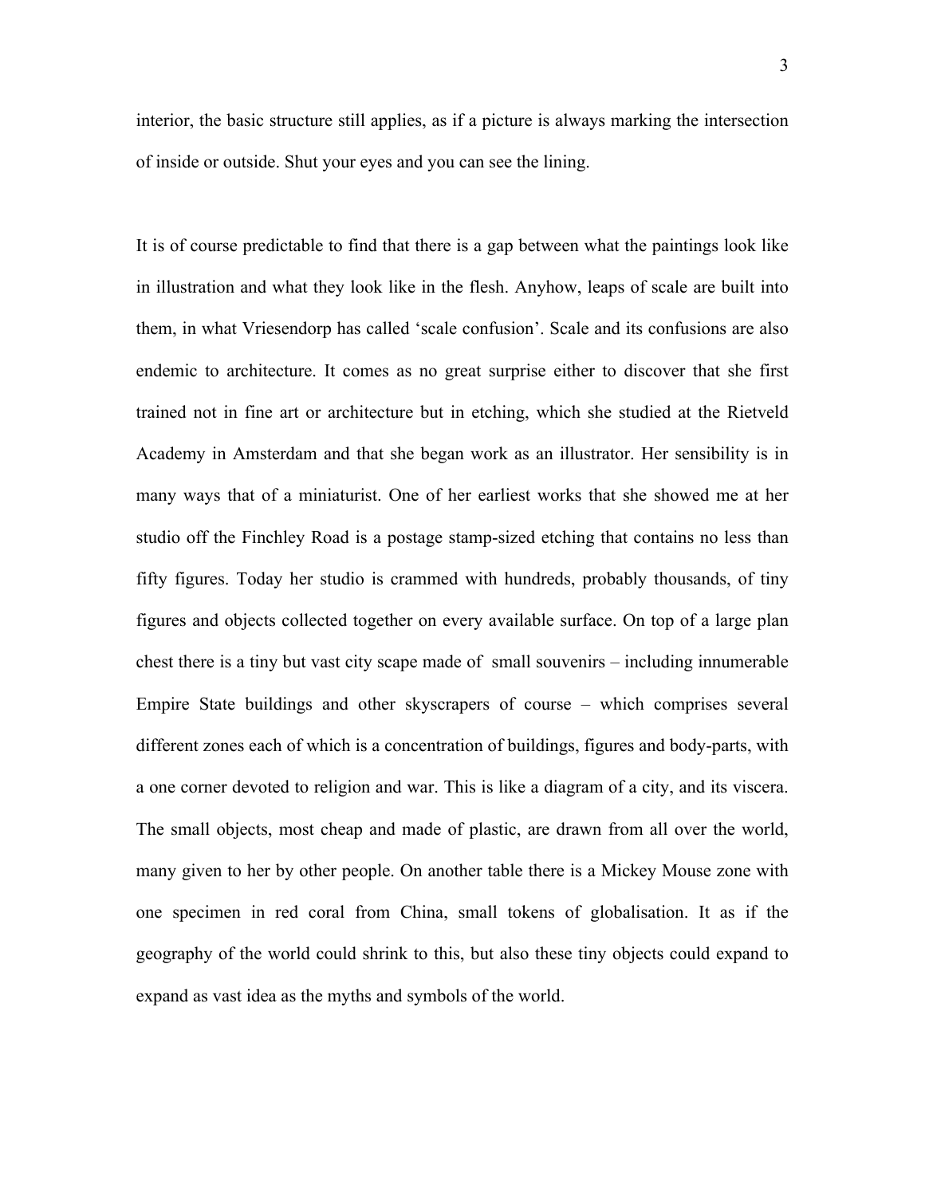interior, the basic structure still applies, as if a picture is always marking the intersection of inside or outside. Shut your eyes and you can see the lining.

It is of course predictable to find that there is a gap between what the paintings look like in illustration and what they look like in the flesh. Anyhow, leaps of scale are built into them, in what Vriesendorp has called 'scale confusion'. Scale and its confusions are also endemic to architecture. It comes as no great surprise either to discover that she first trained not in fine art or architecture but in etching, which she studied at the Rietveld Academy in Amsterdam and that she began work as an illustrator. Her sensibility is in many ways that of a miniaturist. One of her earliest works that she showed me at her studio off the Finchley Road is a postage stamp-sized etching that contains no less than fifty figures. Today her studio is crammed with hundreds, probably thousands, of tiny figures and objects collected together on every available surface. On top of a large plan chest there is a tiny but vast city scape made of  small souvenirs – including innumerable Empire State buildings and other skyscrapers of course – which comprises several different zones each of which is a concentration of buildings, figures and body-parts, with a one corner devoted to religion and war. This is like a diagram of a city, and its viscera. The small objects, most cheap and made of plastic, are drawn from all over the world, many given to her by other people. On another table there is a Mickey Mouse zone with one specimen in red coral from China, small tokens of globalisation. It as if the geography of the world could shrink to this, but also these tiny objects could expand to expand as vast idea as the myths and symbols of the world.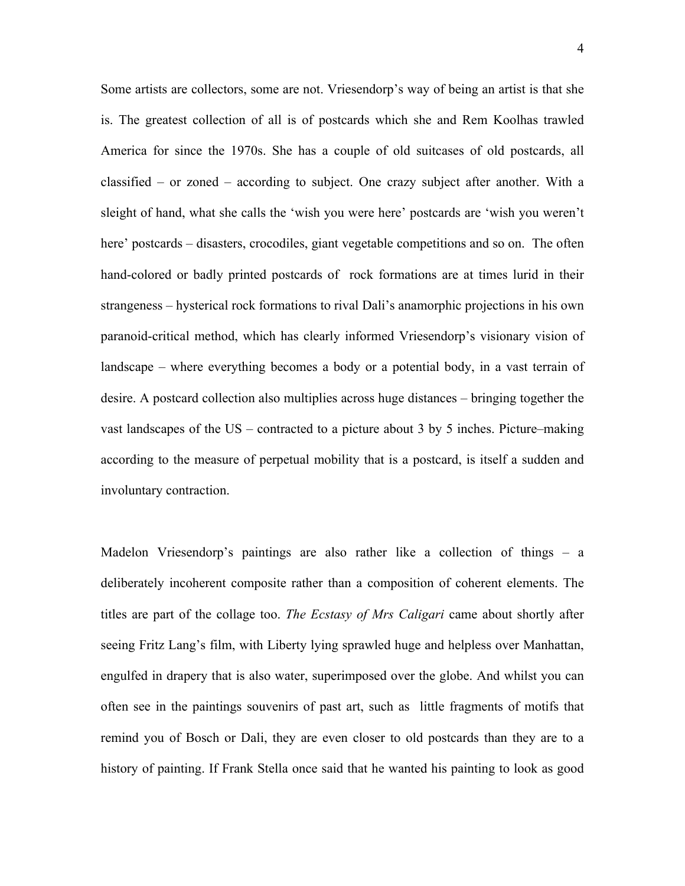Some artists are collectors, some are not. Vriesendorp's way of being an artist is that she is. The greatest collection of all is of postcards which she and Rem Koolhas trawled America for since the 1970s. She has a couple of old suitcases of old postcards, all classified – or zoned – according to subject. One crazy subject after another. With a sleight of hand, what she calls the 'wish you were here' postcards are 'wish you weren't here' postcards – disasters, crocodiles, giant vegetable competitions and so on. The often hand-colored or badly printed postcards of rock formations are at times lurid in their strangeness – hysterical rock formations to rival Dali's anamorphic projections in his own paranoid-critical method, which has clearly informed Vriesendorp's visionary vision of landscape – where everything becomes a body or a potential body, in a vast terrain of desire. A postcard collection also multiplies across huge distances – bringing together the vast landscapes of the US – contracted to a picture about 3 by 5 inches. Picture–making according to the measure of perpetual mobility that is a postcard, is itself a sudden and involuntary contraction.

Madelon Vriesendorp's paintings are also rather like a collection of things – a deliberately incoherent composite rather than a composition of coherent elements. The titles are part of the collage too. *The Ecstasy of Mrs Caligari* came about shortly after seeing Fritz Lang's film, with Liberty lying sprawled huge and helpless over Manhattan, engulfed in drapery that is also water, superimposed over the globe. And whilst you can often see in the paintings souvenirs of past art, such as little fragments of motifs that remind you of Bosch or Dali, they are even closer to old postcards than they are to a history of painting. If Frank Stella once said that he wanted his painting to look as good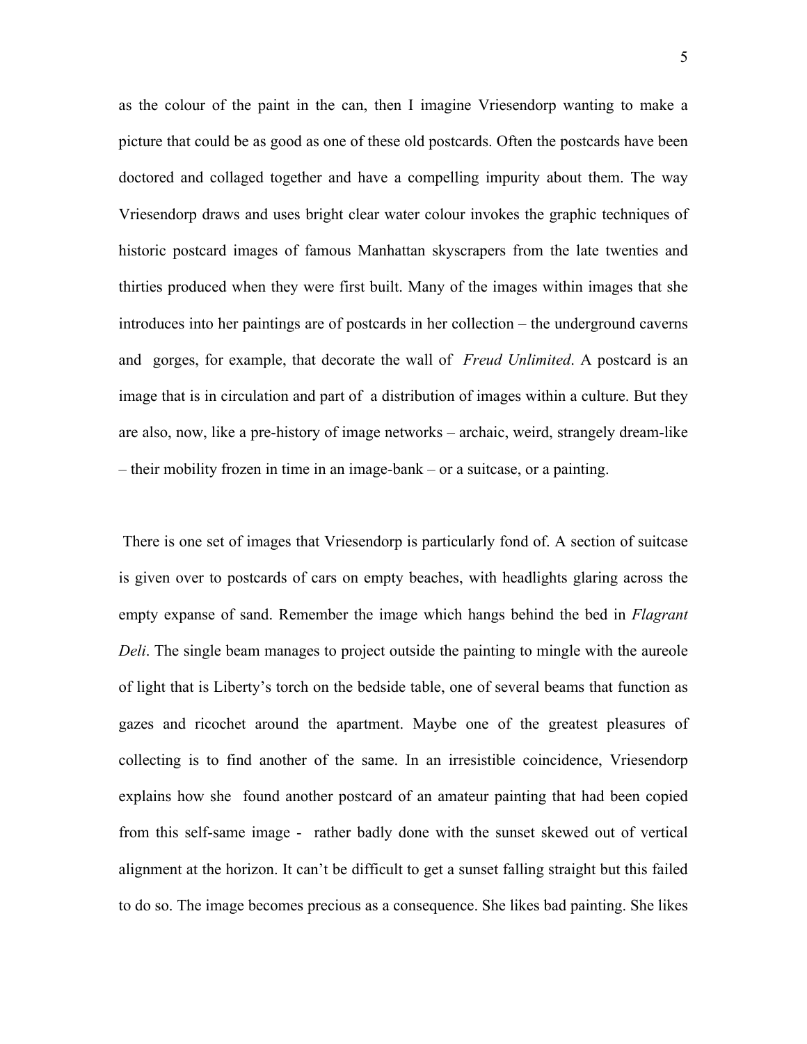as the colour of the paint in the can, then I imagine Vriesendorp wanting to make a picture that could be as good as one of these old postcards. Often the postcards have been doctored and collaged together and have a compelling impurity about them. The way Vriesendorp draws and uses bright clear water colour invokes the graphic techniques of historic postcard images of famous Manhattan skyscrapers from the late twenties and thirties produced when they were first built. Many of the images within images that she introduces into her paintings are of postcards in her collection – the underground caverns and gorges, for example, that decorate the wall of *Freud Unlimited*. A postcard is an image that is in circulation and part of a distribution of images within a culture. But they are also, now, like a pre-history of image networks – archaic, weird, strangely dream-like – their mobility frozen in time in an image-bank – or a suitcase, or a painting.

There is one set of images that Vriesendorp is particularly fond of. A section of suitcase is given over to postcards of cars on empty beaches, with headlights glaring across the empty expanse of sand. Remember the image which hangs behind the bed in *Flagrant Deli*. The single beam manages to project outside the painting to mingle with the aureole of light that is Liberty's torch on the bedside table, one of several beams that function as gazes and ricochet around the apartment. Maybe one of the greatest pleasures of collecting is to find another of the same. In an irresistible coincidence, Vriesendorp explains how she found another postcard of an amateur painting that had been copied from this self-same image - rather badly done with the sunset skewed out of vertical alignment at the horizon. It can't be difficult to get a sunset falling straight but this failed to do so. The image becomes precious as a consequence. She likes bad painting. She likes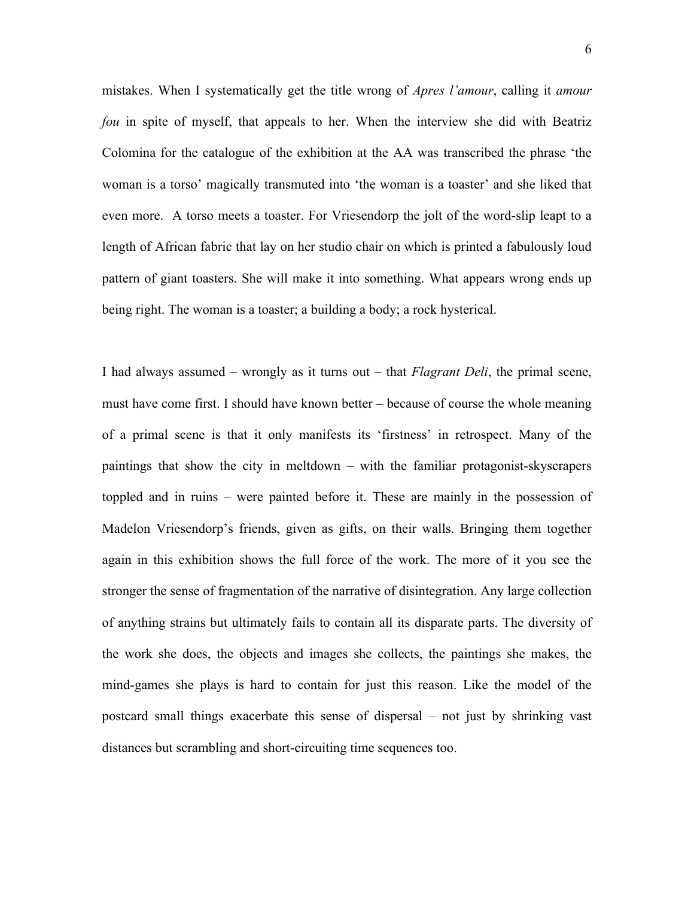mistakes. When I systematically get the title wrong of *Apres l'amour*, calling it *amour fou* in spite of myself, that appeals to her. When the interview she did with Beatriz Colomina for the catalogue of the exhibition at the AA was transcribed the phrase 'the woman is a torso' magically transmuted into 'the woman is a toaster' and she liked that even more. A torso meets a toaster. For Vriesendorp the jolt of the word-slip leapt to a length of African fabric that lay on her studio chair on which is printed a fabulously loud pattern of giant toasters. She will make it into something. What appears wrong ends up being right. The woman is a toaster; a building a body; a rock hysterical.

I had always assumed – wrongly as it turns out – that *Flagrant Deli*, the primal scene, must have come first. I should have known better – because of course the whole meaning of a primal scene is that it only manifests its 'firstness' in retrospect. Many of the paintings that show the city in meltdown – with the familiar protagonist-skyscrapers toppled and in ruins – were painted before it. These are mainly in the possession of Madelon Vriesendorp's friends, given as gifts, on their walls. Bringing them together again in this exhibition shows the full force of the work. The more of it you see the stronger the sense of fragmentation of the narrative of disintegration. Any large collection of anything strains but ultimately fails to contain all its disparate parts. The diversity of the work she does, the objects and images she collects, the paintings she makes, the mind-games she plays is hard to contain for just this reason. Like the model of the postcard small things exacerbate this sense of dispersal – not just by shrinking vast distances but scrambling and short-circuiting time sequences too.